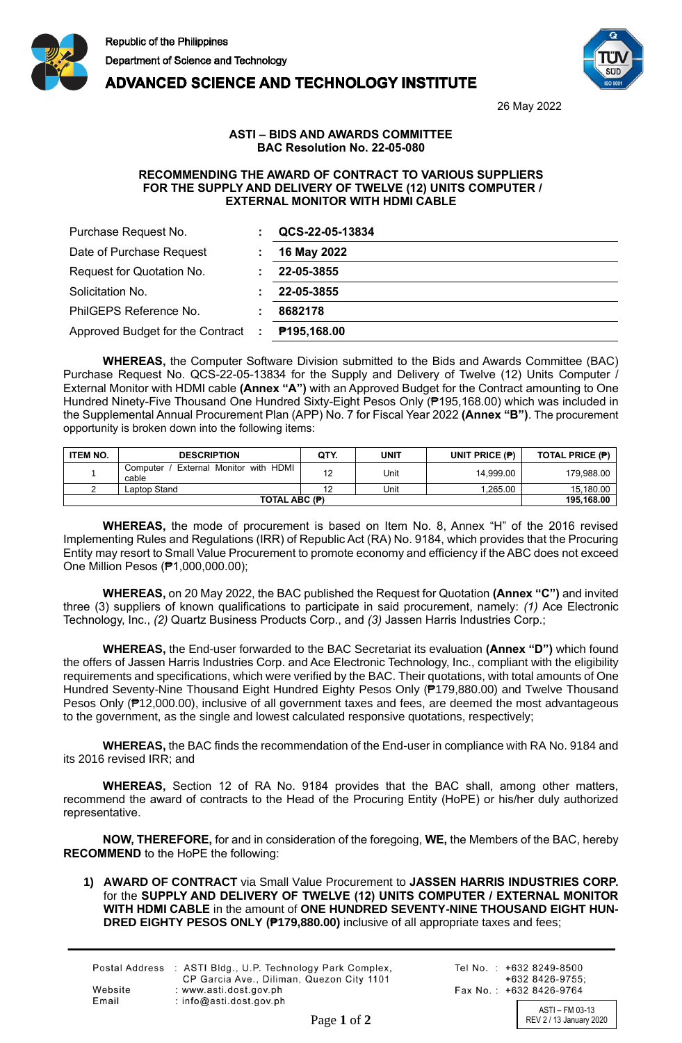Republic of the Philippines
Department of Science and Technology
**ADVANCED SCIENCE AND TECHNOLOGY INSTITUTE**

26 May 2022

**ASTI – BIDS AND AWARDS COMMITTEE**
**BAC Resolution No. 22-05-080**

**RECOMMENDING THE AWARD OF CONTRACT TO VARIOUS SUPPLIERS FOR THE SUPPLY AND DELIVERY OF TWELVE (12) UNITS COMPUTER / EXTERNAL MONITOR WITH HDMI CABLE**

| | | |
|---|---|---|
| Purchase Request No. | : | **QCS-22-05-13834** |
| Date of Purchase Request | : | **16 May 2022** |
| Request for Quotation No. | : | **22-05-3855** |
| Solicitation No. | : | **22-05-3855** |
| PhilGEPS Reference No. | : | **8682178** |
| Approved Budget for the Contract | : | **₱195,168.00** |

**WHEREAS,** the Computer Software Division submitted to the Bids and Awards Committee (BAC) Purchase Request No. QCS-22-05-13834 for the Supply and Delivery of Twelve (12) Units Computer / External Monitor with HDMI cable **(Annex "A")** with an Approved Budget for the Contract amounting to One Hundred Ninety-Five Thousand One Hundred Sixty-Eight Pesos Only (₱195,168.00) which was included in the Supplemental Annual Procurement Plan (APP) No. 7 for Fiscal Year 2022 **(Annex "B")**. The procurement opportunity is broken down into the following items:

| ITEM NO. | DESCRIPTION | QTY. | UNIT | UNIT PRICE (₱) | TOTAL PRICE (₱) |
|---|---|---|---|---|---|
| 1 | Computer / External Monitor with HDMI cable | 12 | Unit | 14,999.00 | 179,988.00 |
| 2 | Laptop Stand | 12 | Unit | 1,265.00 | 15,180.00 |
| **TOTAL ABC (₱)** | | | | | **195,168.00** |

**WHEREAS,** the mode of procurement is based on Item No. 8, Annex "H" of the 2016 revised Implementing Rules and Regulations (IRR) of Republic Act (RA) No. 9184, which provides that the Procuring Entity may resort to Small Value Procurement to promote economy and efficiency if the ABC does not exceed One Million Pesos (₱1,000,000.00);

**WHEREAS,** on 20 May 2022, the BAC published the Request for Quotation **(Annex "C")** and invited three (3) suppliers of known qualifications to participate in said procurement, namely: *(1)* Ace Electronic Technology, Inc., *(2)* Quartz Business Products Corp., and *(3)* Jassen Harris Industries Corp.;

**WHEREAS,** the End-user forwarded to the BAC Secretariat its evaluation **(Annex "D")** which found the offers of Jassen Harris Industries Corp. and Ace Electronic Technology, Inc., compliant with the eligibility requirements and specifications, which were verified by the BAC. Their quotations, with total amounts of One Hundred Seventy-Nine Thousand Eight Hundred Eighty Pesos Only (₱179,880.00) and Twelve Thousand Pesos Only (₱12,000.00), inclusive of all government taxes and fees, are deemed the most advantageous to the government, as the single and lowest calculated responsive quotations, respectively;

**WHEREAS,** the BAC finds the recommendation of the End-user in compliance with RA No. 9184 and its 2016 revised IRR; and

**WHEREAS,** Section 12 of RA No. 9184 provides that the BAC shall, among other matters, recommend the award of contracts to the Head of the Procuring Entity (HoPE) or his/her duly authorized representative.

**NOW, THEREFORE,** for and in consideration of the foregoing, **WE,** the Members of the BAC, hereby **RECOMMEND** to the HoPE the following:

1) **AWARD OF CONTRACT** via Small Value Procurement to **JASSEN HARRIS INDUSTRIES CORP.** for the **SUPPLY AND DELIVERY OF TWELVE (12) UNITS COMPUTER / EXTERNAL MONITOR WITH HDMI CABLE** in the amount of **ONE HUNDRED SEVENTY-NINE THOUSAND EIGHT HUNDRED EIGHTY PESOS ONLY (₱179,880.00)** inclusive of all appropriate taxes and fees;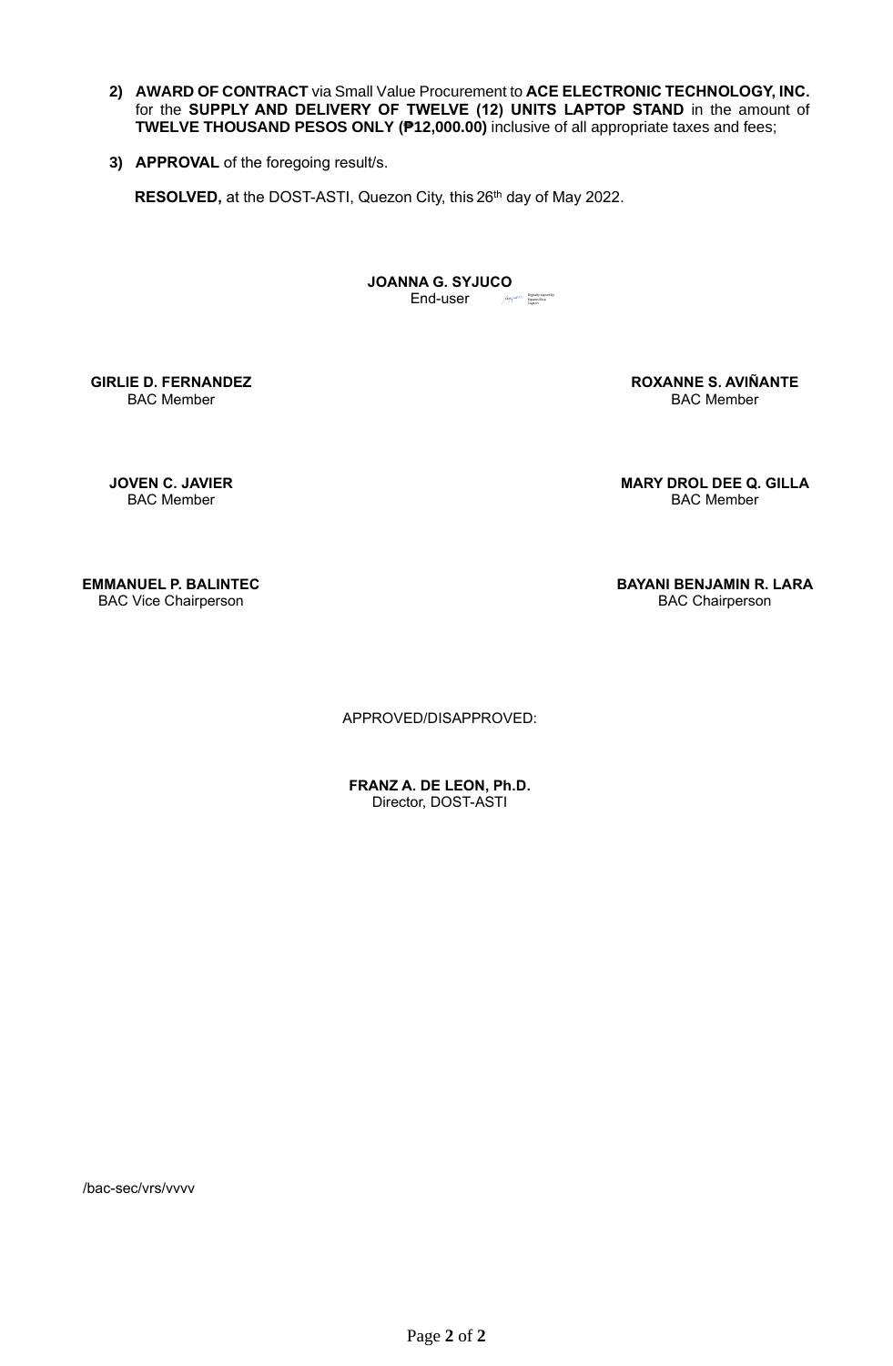2) **AWARD OF CONTRACT** via Small Value Procurement to **ACE ELECTRONIC TECHNOLOGY, INC.** for the **SUPPLY AND DELIVERY OF TWELVE (12) UNITS LAPTOP STAND** in the amount of **TWELVE THOUSAND PESOS ONLY (₱12,000.00)** inclusive of all appropriate taxes and fees;

3) **APPROVAL** of the foregoing result/s.

**RESOLVED,** at the DOST-ASTI, Quezon City, this 26th day of May 2022.

**JOANNA G. SYJUCO**
End-user

**GIRLIE D. FERNANDEZ**
BAC Member

**ROXANNE S. AVIÑANTE**
BAC Member

**JOVEN C. JAVIER**
BAC Member

**MARY DROL DEE Q. GILLA**
BAC Member

**EMMANUEL P. BALINTEC**
BAC Vice Chairperson

**BAYANI BENJAMIN R. LARA**
BAC Chairperson

APPROVED/DISAPPROVED:

**FRANZ A. DE LEON, Ph.D.**
Director, DOST-ASTI

/bac-sec/vrs/vvvv